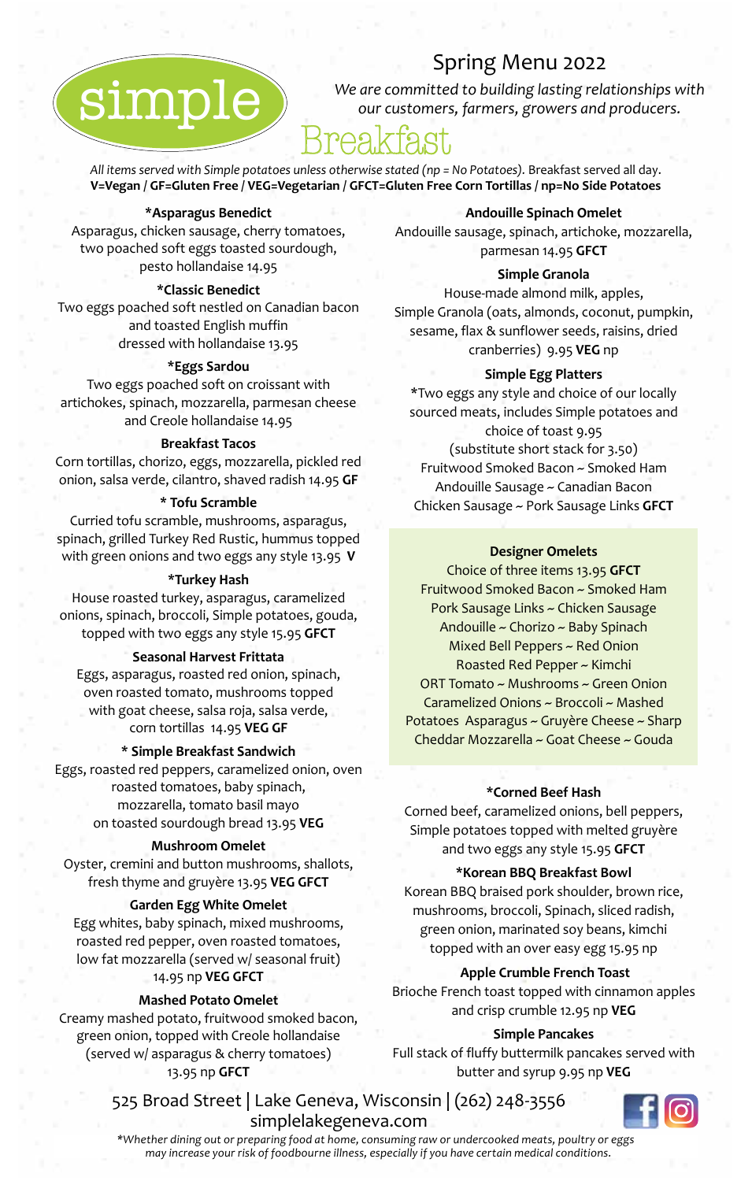# simple

## Spring Menu 2022

*We are committed to building lasting relationships with our customers, farmers, growers and producers.*

## Breakfast

*All items served with Simple potatoes unless otherwise stated (np = No Potatoes).* Breakfast served all day.
**V=Vegan / GF=Gluten Free / VEG=Vegetarian / GFCT=Gluten Free Corn Tortillas / np=No Side Potatoes**

**\*Asparagus Benedict**
Asparagus, chicken sausage, cherry tomatoes, two poached soft eggs toasted sourdough, pesto hollandaise 14.95

**\*Classic Benedict**
Two eggs poached soft nestled on Canadian bacon and toasted English muffin dressed with hollandaise 13.95

**\*Eggs Sardou**
Two eggs poached soft on croissant with artichokes, spinach, mozzarella, parmesan cheese and Creole hollandaise 14.95

**Breakfast Tacos**
Corn tortillas, chorizo, eggs, mozzarella, pickled red onion, salsa verde, cilantro, shaved radish 14.95 **GF**

**\* Tofu Scramble**
Curried tofu scramble, mushrooms, asparagus, spinach, grilled Turkey Red Rustic, hummus topped with green onions and two eggs any style 13.95 **V**

**\*Turkey Hash**
House roasted turkey, asparagus, caramelized onions, spinach, broccoli, Simple potatoes, gouda, topped with two eggs any style 15.95 **GFCT**

**Seasonal Harvest Frittata**
Eggs, asparagus, roasted red onion, spinach, oven roasted tomato, mushrooms topped with goat cheese, salsa roja, salsa verde, corn tortillas 14.95 **VEG GF**

**\* Simple Breakfast Sandwich**
Eggs, roasted red peppers, caramelized onion, oven roasted tomatoes, baby spinach, mozzarella, tomato basil mayo on toasted sourdough bread 13.95 **VEG**

**Mushroom Omelet**
Oyster, cremini and button mushrooms, shallots, fresh thyme and gruyère 13.95 **VEG GFCT**

**Garden Egg White Omelet**
Egg whites, baby spinach, mixed mushrooms, roasted red pepper, oven roasted tomatoes, low fat mozzarella (served w/ seasonal fruit) 14.95 np **VEG GFCT**

**Mashed Potato Omelet**
Creamy mashed potato, fruitwood smoked bacon, green onion, topped with Creole hollandaise (served w/ asparagus & cherry tomatoes) 13.95 np **GFCT**

**Andouille Spinach Omelet**
Andouille sausage, spinach, artichoke, mozzarella, parmesan 14.95 **GFCT**

**Simple Granola**
House-made almond milk, apples, Simple Granola (oats, almonds, coconut, pumpkin, sesame, flax & sunflower seeds, raisins, dried cranberries) 9.95 **VEG** np

**Simple Egg Platters**
\*Two eggs any style and choice of our locally sourced meats, includes Simple potatoes and choice of toast 9.95
(substitute short stack for 3.50)
Fruitwood Smoked Bacon ~ Smoked Ham
Andouille Sausage ~ Canadian Bacon
Chicken Sausage ~ Pork Sausage Links **GFCT**

**Designer Omelets**
Choice of three items 13.95 **GFCT**
Fruitwood Smoked Bacon ~ Smoked Ham
Pork Sausage Links ~ Chicken Sausage
Andouille ~ Chorizo ~ Baby Spinach
Mixed Bell Peppers ~ Red Onion
Roasted Red Pepper ~ Kimchi
ORT Tomato ~ Mushrooms ~ Green Onion
Caramelized Onions ~ Broccoli ~ Mashed Potatoes Asparagus ~ Gruyère Cheese ~ Sharp Cheddar Mozzarella ~ Goat Cheese ~ Gouda

**\*Corned Beef Hash**
Corned beef, caramelized onions, bell peppers, Simple potatoes topped with melted gruyère and two eggs any style 15.95 **GFCT**

**\*Korean BBQ Breakfast Bowl**
Korean BBQ braised pork shoulder, brown rice, mushrooms, broccoli, Spinach, sliced radish, green onion, marinated soy beans, kimchi topped with an over easy egg 15.95 np

**Apple Crumble French Toast**
Brioche French toast topped with cinnamon apples and crisp crumble 12.95 np **VEG**

**Simple Pancakes**
Full stack of fluffy buttermilk pancakes served with butter and syrup 9.95 np **VEG**

525 Broad Street | Lake Geneva, Wisconsin | (262) 248-3556
simplelakegeneva.com

*\*Whether dining out or preparing food at home, consuming raw or undercooked meats, poultry or eggs may increase your risk of foodbourne illness, especially if you have certain medical conditions.*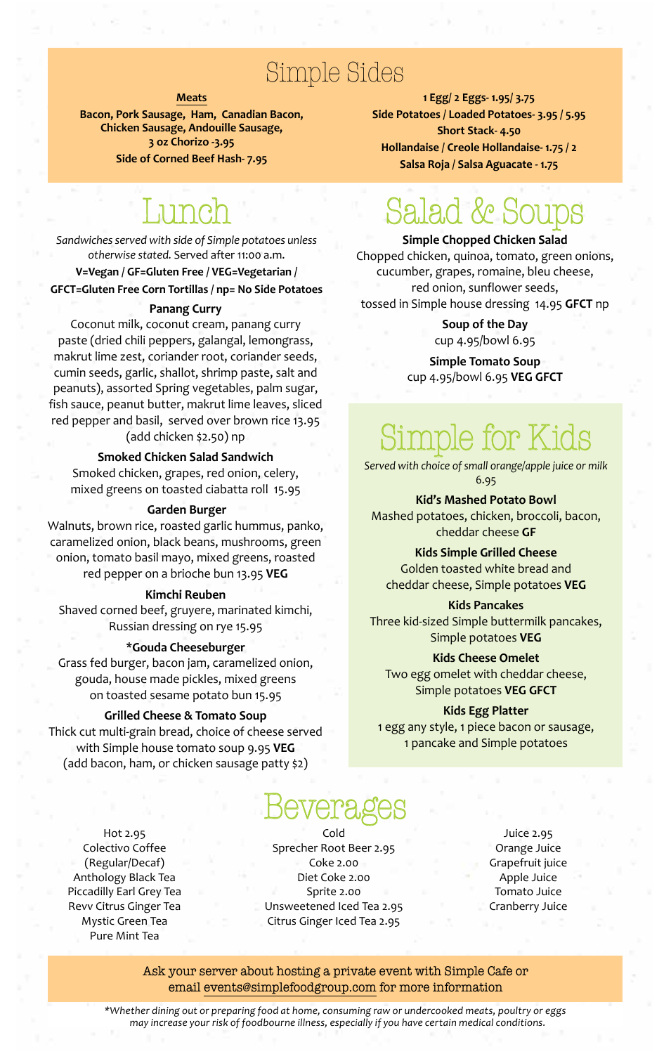## Simple Sides

**Meats**

**Bacon, Pork Sausage, Ham, Canadian Bacon, Chicken Sausage, Andouille Sausage, 3 oz Chorizo -3.95**

**Side of Corned Beef Hash- 7.95**

**1 Egg/ 2 Eggs- 1.95/ 3.75**

**Side Potatoes / Loaded Potatoes- 3.95 / 5.95**

**Short Stack- 4.50**

**Hollandaise / Creole Hollandaise- 1.75 / 2**

**Salsa Roja / Salsa Aguacate - 1.75**

## Lunch

*Sandwiches served with side of Simple potatoes unless otherwise stated.* Served after 11:00 a.m.

**V=Vegan / GF=Gluten Free / VEG=Vegetarian / GFCT=Gluten Free Corn Tortillas / np= No Side Potatoes**

**Panang Curry**
Coconut milk, coconut cream, panang curry paste (dried chili peppers, galangal, lemongrass, makrut lime zest, coriander root, coriander seeds, cumin seeds, garlic, shallot, shrimp paste, salt and peanuts), assorted Spring vegetables, palm sugar, fish sauce, peanut butter, makrut lime leaves, sliced red pepper and basil, served over brown rice 13.95 (add chicken $2.50) np

**Smoked Chicken Salad Sandwich**
Smoked chicken, grapes, red onion, celery, mixed greens on toasted ciabatta roll 15.95

**Garden Burger**
Walnuts, brown rice, roasted garlic hummus, panko, caramelized onion, black beans, mushrooms, green onion, tomato basil mayo, mixed greens, roasted red pepper on a brioche bun 13.95 **VEG**

**Kimchi Reuben**
Shaved corned beef, gruyere, marinated kimchi, Russian dressing on rye 15.95

**\*Gouda Cheeseburger**
Grass fed burger, bacon jam, caramelized onion, gouda, house made pickles, mixed greens on toasted sesame potato bun 15.95

**Grilled Cheese & Tomato Soup**
Thick cut multi-grain bread, choice of cheese served with Simple house tomato soup 9.95 **VEG**
(add bacon, ham, or chicken sausage patty $2)

## Salad & Soups

**Simple Chopped Chicken Salad**
Chopped chicken, quinoa, tomato, green onions, cucumber, grapes, romaine, bleu cheese, red onion, sunflower seeds, tossed in Simple house dressing 14.95 **GFCT** np

**Soup of the Day**
cup 4.95/bowl 6.95

**Simple Tomato Soup**
cup 4.95/bowl 6.95 **VEG GFCT**

## Simple for Kids

*Served with choice of small orange/apple juice or milk*
6.95

**Kid's Mashed Potato Bowl**
Mashed potatoes, chicken, broccoli, bacon, cheddar cheese **GF**

**Kids Simple Grilled Cheese**
Golden toasted white bread and cheddar cheese, Simple potatoes **VEG**

**Kids Pancakes**
Three kid-sized Simple buttermilk pancakes, Simple potatoes **VEG**

**Kids Cheese Omelet**
Two egg omelet with cheddar cheese, Simple potatoes **VEG GFCT**

**Kids Egg Platter**
1 egg any style, 1 piece bacon or sausage, 1 pancake and Simple potatoes

## Beverages

Hot 2.95
Colectivo Coffee (Regular/Decaf)
Anthology Black Tea
Piccadilly Earl Grey Tea
Revv Citrus Ginger Tea
Mystic Green Tea
Pure Mint Tea

Cold
Sprecher Root Beer 2.95
Coke 2.00
Diet Coke 2.00
Sprite 2.00
Unsweetened Iced Tea 2.95
Citrus Ginger Iced Tea 2.95

Juice 2.95
Orange Juice
Grapefruit juice
Apple Juice
Tomato Juice
Cranberry Juice

Ask your server about hosting a private event with Simple Cafe or email events@simplefoodgroup.com for more information

*\*Whether dining out or preparing food at home, consuming raw or undercooked meats, poultry or eggs may increase your risk of foodbourne illness, especially if you have certain medical conditions.*